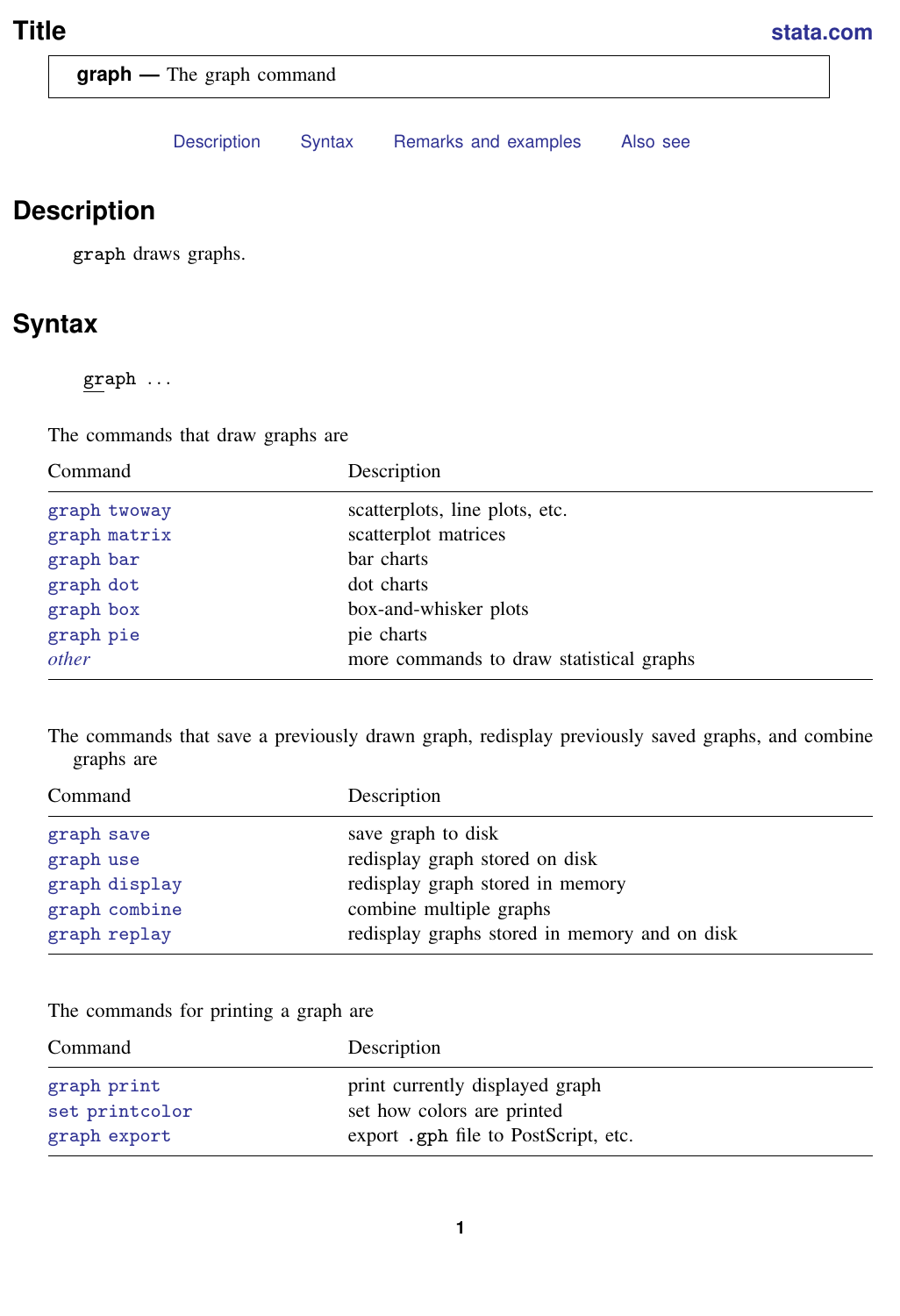# Title

**graph** — The graph command

Description  Syntax  Remarks and examples  Also see

## Description

`graph` draws graphs.

## Syntax

```
graph ...
```

The commands that draw graphs are

| Command | Description |
|---|---|
| `graph twoway` | scatterplots, line plots, etc. |
| `graph matrix` | scatterplot matrices |
| `graph bar` | bar charts |
| `graph dot` | dot charts |
| `graph box` | box-and-whisker plots |
| `graph pie` | pie charts |
| *other* | more commands to draw statistical graphs |

The commands that save a previously drawn graph, redisplay previously saved graphs, and combine graphs are

| Command | Description |
|---|---|
| `graph save` | save graph to disk |
| `graph use` | redisplay graph stored on disk |
| `graph display` | redisplay graph stored in memory |
| `graph combine` | combine multiple graphs |
| `graph replay` | redisplay graphs stored in memory and on disk |

The commands for printing a graph are

| Command | Description |
|---|---|
| `graph print` | print currently displayed graph |
| `set printcolor` | set how colors are printed |
| `graph export` | export `.gph` file to PostScript, etc. |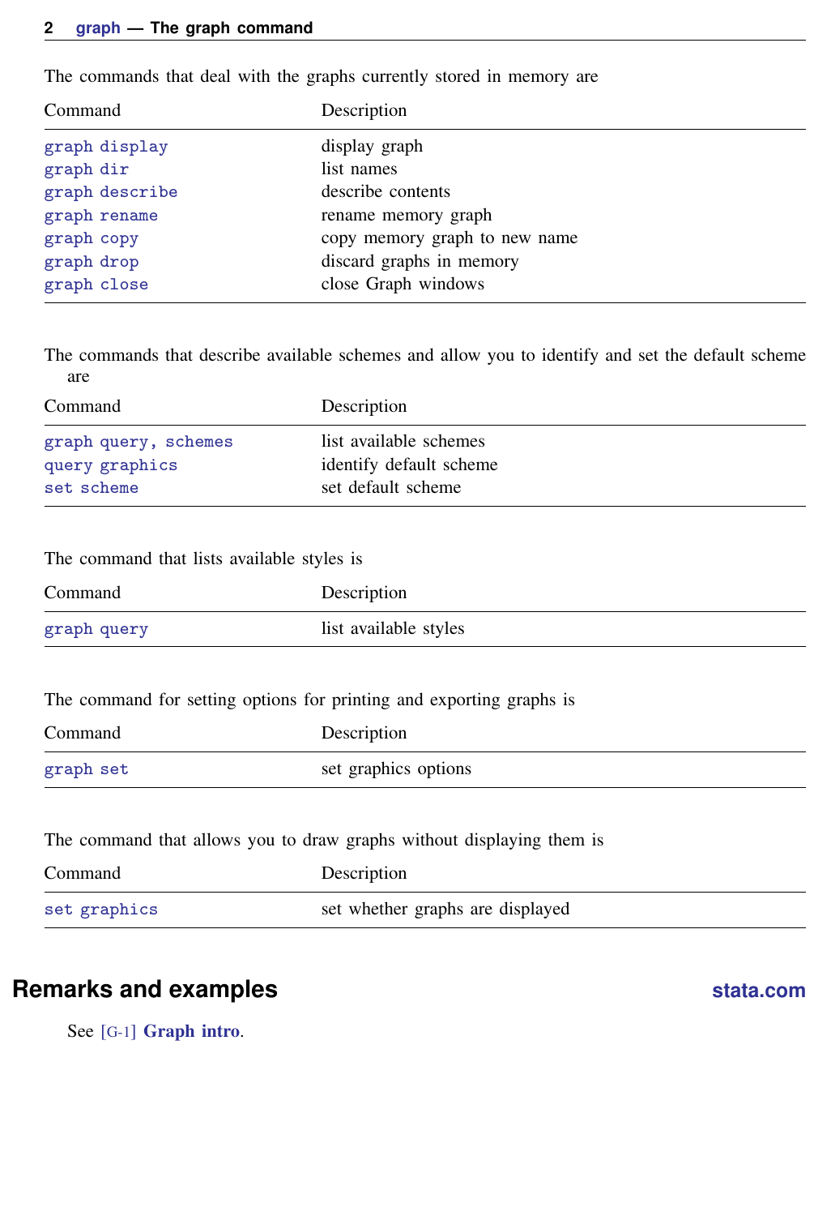The commands that deal with the graphs currently stored in memory are

| Command | Description |
| --- | --- |
| `graph display` | display graph |
| `graph dir` | list names |
| `graph describe` | describe contents |
| `graph rename` | rename memory graph |
| `graph copy` | copy memory graph to new name |
| `graph drop` | discard graphs in memory |
| `graph close` | close Graph windows |

The commands that describe available schemes and allow you to identify and set the default scheme are

| Command | Description |
| --- | --- |
| `graph query, schemes` | list available schemes |
| `query graphics` | identify default scheme |
| `set scheme` | set default scheme |

The command that lists available styles is

| Command | Description |
| --- | --- |
| `graph query` | list available styles |

The command for setting options for printing and exporting graphs is

| Command | Description |
| --- | --- |
| `graph set` | set graphics options |

The command that allows you to draw graphs without displaying them is

| Command | Description |
| --- | --- |
| `set graphics` | set whether graphs are displayed |

## Remarks and examples

stata.com

See [G-1] **Graph intro**.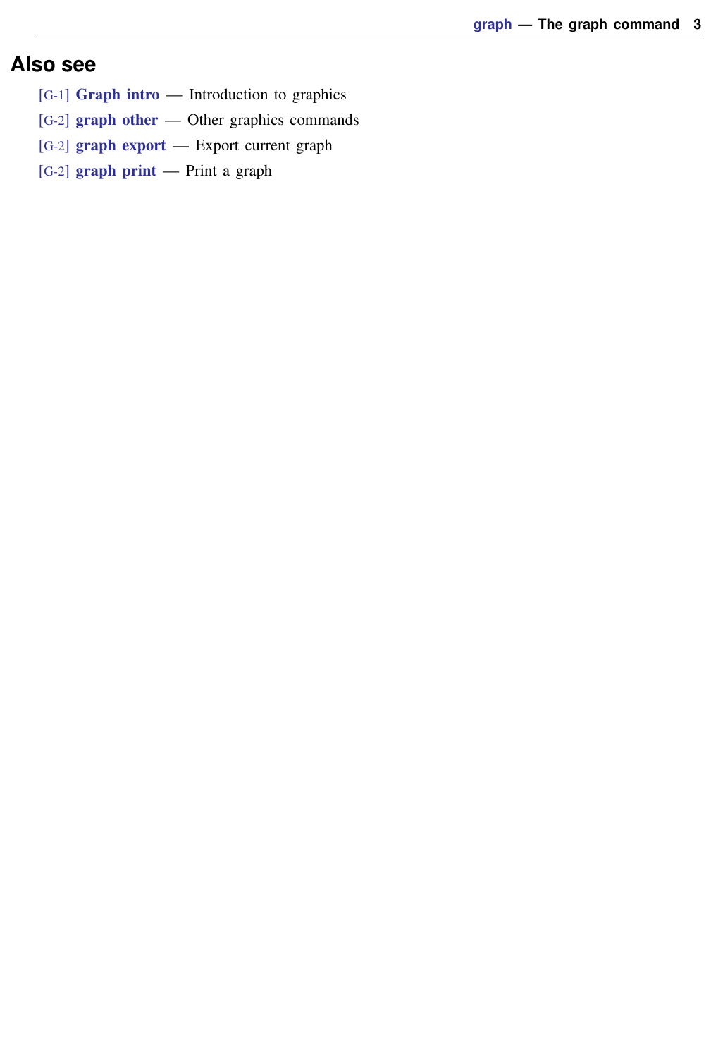## Also see

[G-1] **Graph intro** — Introduction to graphics

[G-2] **graph other** — Other graphics commands

[G-2] **graph export** — Export current graph

[G-2] **graph print** — Print a graph